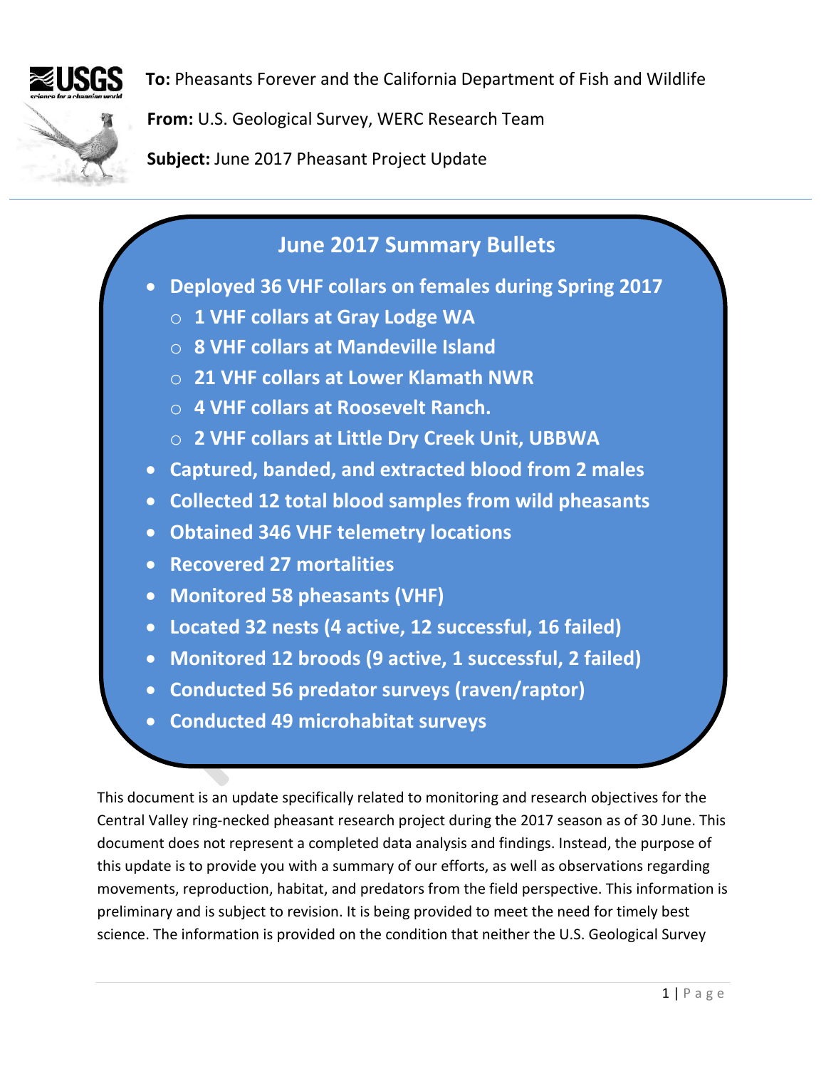**To:** Pheasants Forever and the California Department of Fish and Wildlife

**From:** U.S. Geological Survey, WERC Research Team

**Subject:** June 2017 Pheasant Project Update

## June 2017 Summary Bullets

- **Deployed 36 VHF collars on females during Spring 2017**
  - **1 VHF collars at Gray Lodge WA**
  - **8 VHF collars at Mandeville Island**
  - **21 VHF collars at Lower Klamath NWR**
  - **4 VHF collars at Roosevelt Ranch.**
  - **2 VHF collars at Little Dry Creek Unit, UBBWA**
- **Captured, banded, and extracted blood from 2 males**
- **Collected 12 total blood samples from wild pheasants**
- **Obtained 346 VHF telemetry locations**
- **Recovered 27 mortalities**
- **Monitored 58 pheasants (VHF)**
- **Located 32 nests (4 active, 12 successful, 16 failed)**
- **Monitored 12 broods (9 active, 1 successful, 2 failed)**
- **Conducted 56 predator surveys (raven/raptor)**
- **Conducted 49 microhabitat surveys**

This document is an update specifically related to monitoring and research objectives for the Central Valley ring-necked pheasant research project during the 2017 season as of 30 June. This document does not represent a completed data analysis and findings. Instead, the purpose of this update is to provide you with a summary of our efforts, as well as observations regarding movements, reproduction, habitat, and predators from the field perspective. This information is preliminary and is subject to revision. It is being provided to meet the need for timely best science. The information is provided on the condition that neither the U.S. Geological Survey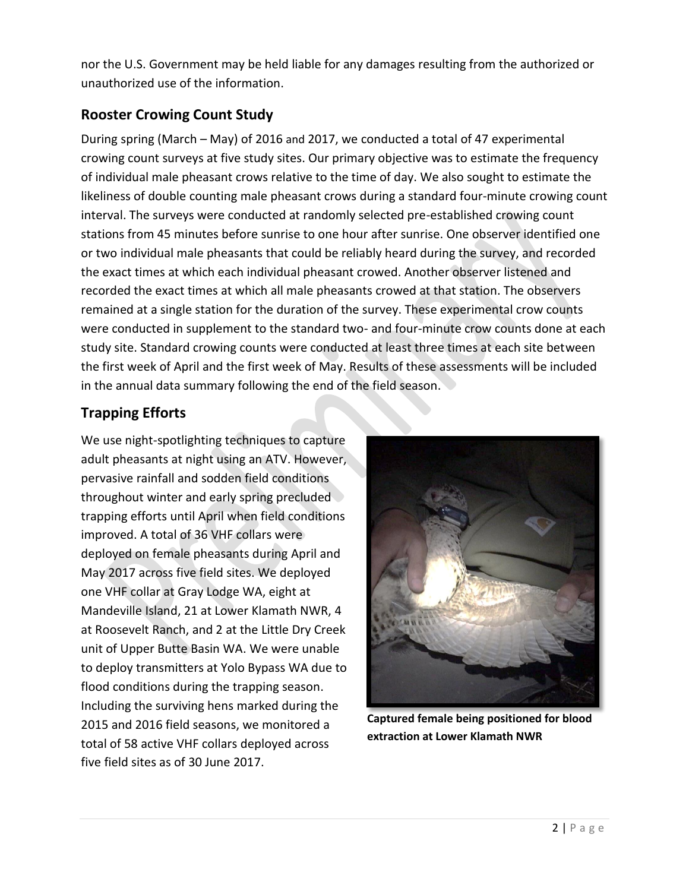nor the U.S. Government may be held liable for any damages resulting from the authorized or unauthorized use of the information.

## Rooster Crowing Count Study

During spring (March – May) of 2016 and 2017, we conducted a total of 47 experimental crowing count surveys at five study sites. Our primary objective was to estimate the frequency of individual male pheasant crows relative to the time of day. We also sought to estimate the likeliness of double counting male pheasant crows during a standard four-minute crowing count interval. The surveys were conducted at randomly selected pre-established crowing count stations from 45 minutes before sunrise to one hour after sunrise. One observer identified one or two individual male pheasants that could be reliably heard during the survey, and recorded the exact times at which each individual pheasant crowed. Another observer listened and recorded the exact times at which all male pheasants crowed at that station. The observers remained at a single station for the duration of the survey. These experimental crow counts were conducted in supplement to the standard two- and four-minute crow counts done at each study site. Standard crowing counts were conducted at least three times at each site between the first week of April and the first week of May. Results of these assessments will be included in the annual data summary following the end of the field season.

## Trapping Efforts

We use night-spotlighting techniques to capture adult pheasants at night using an ATV. However, pervasive rainfall and sodden field conditions throughout winter and early spring precluded trapping efforts until April when field conditions improved. A total of 36 VHF collars were deployed on female pheasants during April and May 2017 across five field sites. We deployed one VHF collar at Gray Lodge WA, eight at Mandeville Island, 21 at Lower Klamath NWR, 4 at Roosevelt Ranch, and 2 at the Little Dry Creek unit of Upper Butte Basin WA. We were unable to deploy transmitters at Yolo Bypass WA due to flood conditions during the trapping season. Including the surviving hens marked during the 2015 and 2016 field seasons, we monitored a total of 58 active VHF collars deployed across five field sites as of 30 June 2017.

**Captured female being positioned for blood extraction at Lower Klamath NWR**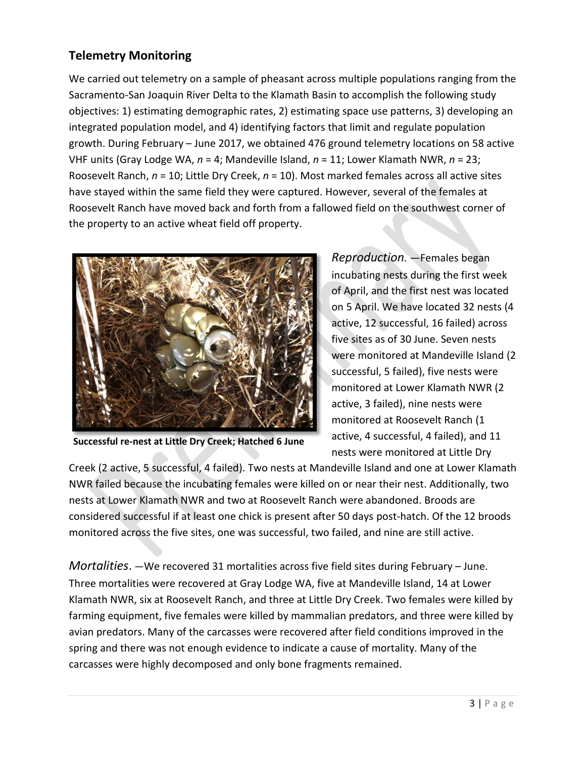## Telemetry Monitoring

We carried out telemetry on a sample of pheasant across multiple populations ranging from the Sacramento-San Joaquin River Delta to the Klamath Basin to accomplish the following study objectives: 1) estimating demographic rates, 2) estimating space use patterns, 3) developing an integrated population model, and 4) identifying factors that limit and regulate population growth. During February – June 2017, we obtained 476 ground telemetry locations on 58 active VHF units (Gray Lodge WA, *n* = 4; Mandeville Island, *n* = 11; Lower Klamath NWR, *n* = 23; Roosevelt Ranch, *n* = 10; Little Dry Creek, *n* = 10). Most marked females across all active sites have stayed within the same field they were captured. However, several of the females at Roosevelt Ranch have moved back and forth from a fallowed field on the southwest corner of the property to an active wheat field off property.

**Successful re-nest at Little Dry Creek; Hatched 6 June**

*Reproduction.* —Females began incubating nests during the first week of April, and the first nest was located on 5 April. We have located 32 nests (4 active, 12 successful, 16 failed) across five sites as of 30 June. Seven nests were monitored at Mandeville Island (2 successful, 5 failed), five nests were monitored at Lower Klamath NWR (2 active, 3 failed), nine nests were monitored at Roosevelt Ranch (1 active, 4 successful, 4 failed), and 11 nests were monitored at Little Dry Creek (2 active, 5 successful, 4 failed). Two nests at Mandeville Island and one at Lower Klamath NWR failed because the incubating females were killed on or near their nest. Additionally, two nests at Lower Klamath NWR and two at Roosevelt Ranch were abandoned. Broods are considered successful if at least one chick is present after 50 days post-hatch. Of the 12 broods monitored across the five sites, one was successful, two failed, and nine are still active.

*Mortalities*. —We recovered 31 mortalities across five field sites during February – June. Three mortalities were recovered at Gray Lodge WA, five at Mandeville Island, 14 at Lower Klamath NWR, six at Roosevelt Ranch, and three at Little Dry Creek. Two females were killed by farming equipment, five females were killed by mammalian predators, and three were killed by avian predators. Many of the carcasses were recovered after field conditions improved in the spring and there was not enough evidence to indicate a cause of mortality. Many of the carcasses were highly decomposed and only bone fragments remained.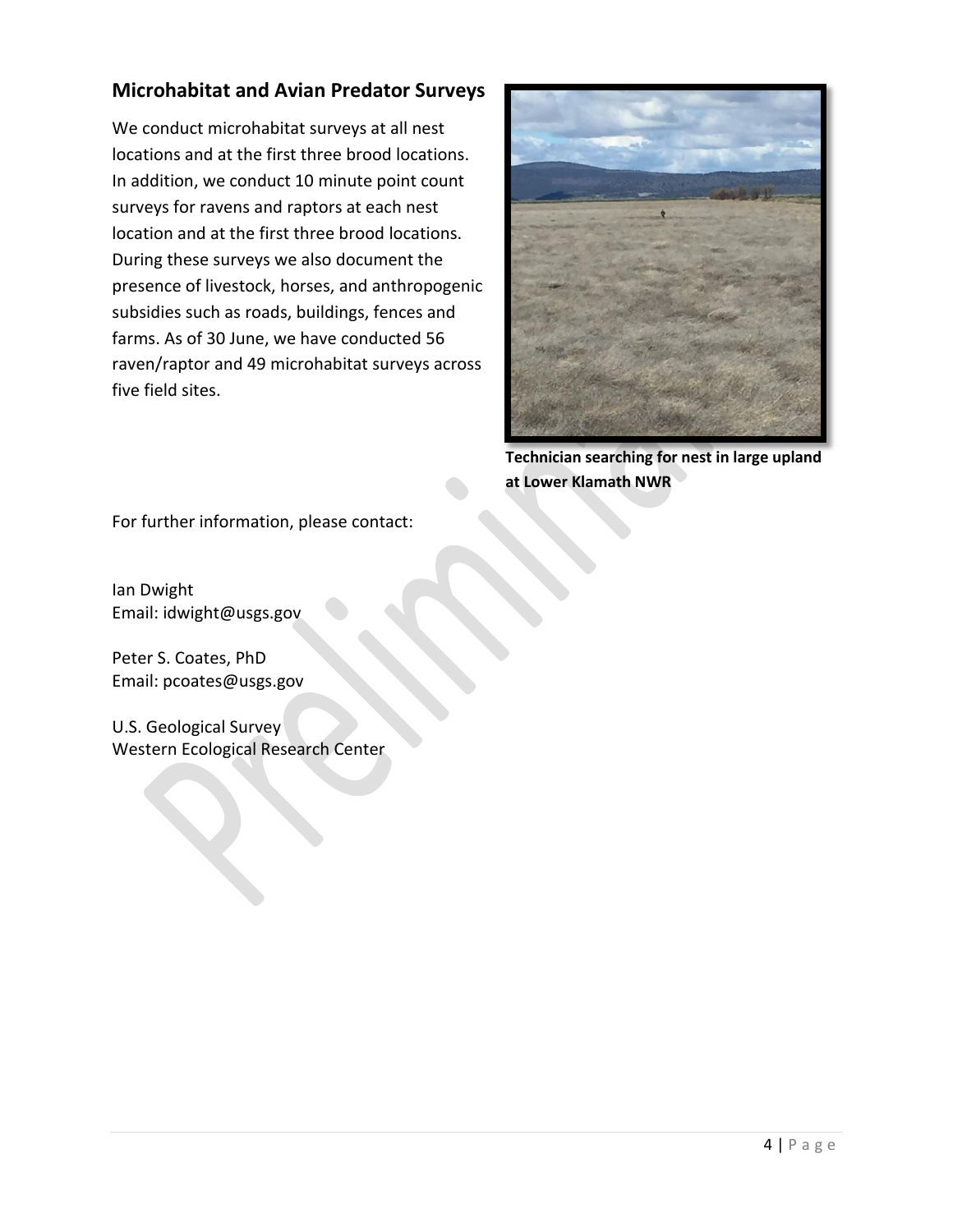## Microhabitat and Avian Predator Surveys

We conduct microhabitat surveys at all nest locations and at the first three brood locations. In addition, we conduct 10 minute point count surveys for ravens and raptors at each nest location and at the first three brood locations. During these surveys we also document the presence of livestock, horses, and anthropogenic subsidies such as roads, buildings, fences and farms. As of 30 June, we have conducted 56 raven/raptor and 49 microhabitat surveys across five field sites.

**Technician searching for nest in large upland at Lower Klamath NWR**

For further information, please contact:

Ian Dwight
Email: idwight@usgs.gov

Peter S. Coates, PhD
Email: pcoates@usgs.gov

U.S. Geological Survey
Western Ecological Research Center